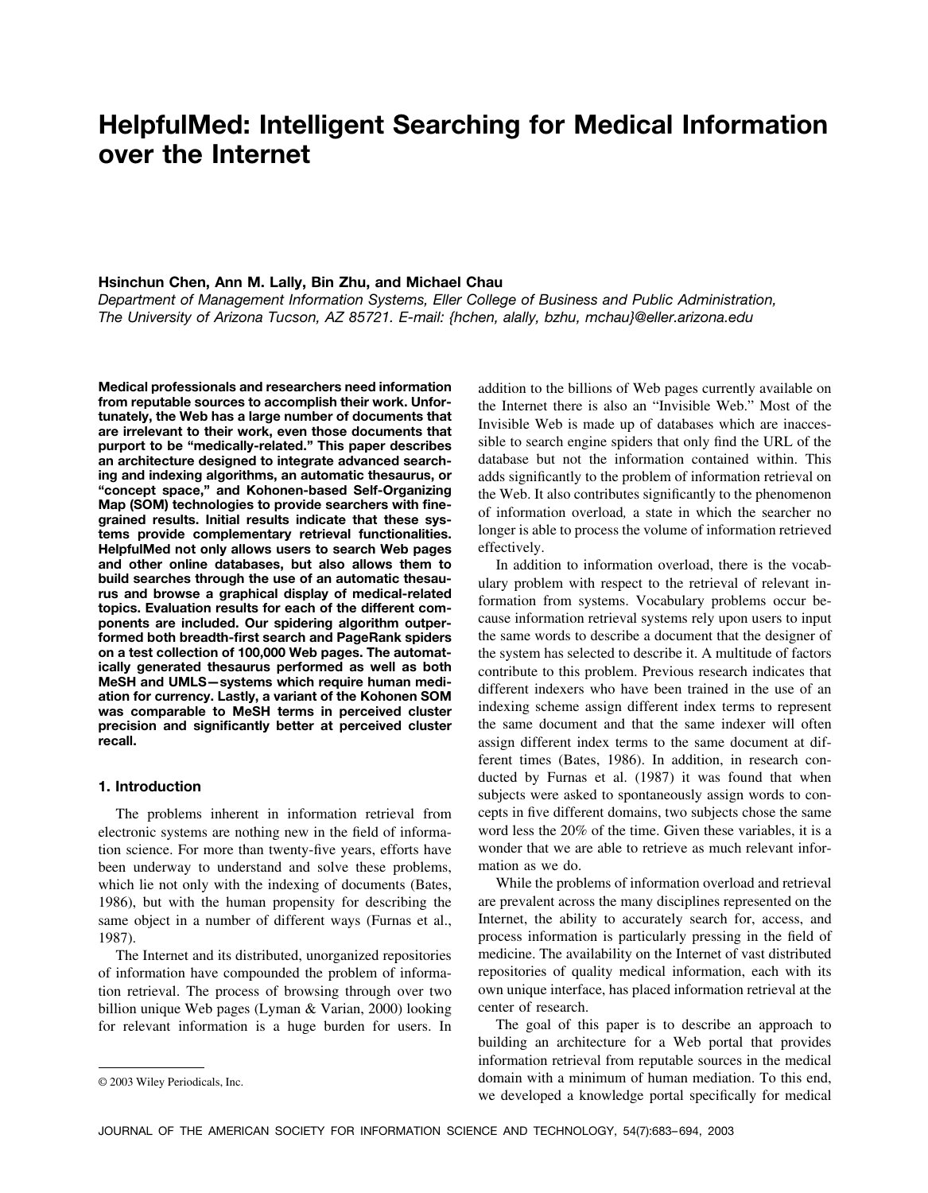# HelpfulMed: Intelligent Searching for Medical Information over the Internet

**Hsinchun Chen, Ann M. Lally, Bin Zhu, and Michael Chau**

*Department of Management Information Systems, Eller College of Business and Public Administration, The University of Arizona Tucson, AZ 85721. E-mail: {hchen, alally, bzhu, mchau}@eller.arizona.edu*

**Medical professionals and researchers need information from reputable sources to accomplish their work. Unfortunately, the Web has a large number of documents that are irrelevant to their work, even those documents that purport to be "medically-related." This paper describes an architecture designed to integrate advanced searching and indexing algorithms, an automatic thesaurus, or "concept space," and Kohonen-based Self-Organizing Map (SOM) technologies to provide searchers with fine-grained results. Initial results indicate that these systems provide complementary retrieval functionalities. HelpfulMed not only allows users to search Web pages and other online databases, but also allows them to build searches through the use of an automatic thesaurus and browse a graphical display of medical-related topics. Evaluation results for each of the different components are included. Our spidering algorithm outperformed both breadth-first search and PageRank spiders on a test collection of 100,000 Web pages. The automatically generated thesaurus performed as well as both MeSH and UMLS—systems which require human mediation for currency. Lastly, a variant of the Kohonen SOM was comparable to MeSH terms in perceived cluster precision and significantly better at perceived cluster recall.**

## 1. Introduction

The problems inherent in information retrieval from electronic systems are nothing new in the field of information science. For more than twenty-five years, efforts have been underway to understand and solve these problems, which lie not only with the indexing of documents (Bates, 1986), but with the human propensity for describing the same object in a number of different ways (Furnas et al., 1987).

The Internet and its distributed, unorganized repositories of information have compounded the problem of information retrieval. The process of browsing through over two billion unique Web pages (Lyman & Varian, 2000) looking for relevant information is a huge burden for users. In addition to the billions of Web pages currently available on the Internet there is also an "Invisible Web." Most of the Invisible Web is made up of databases which are inaccessible to search engine spiders that only find the URL of the database but not the information contained within. This adds significantly to the problem of information retrieval on the Web. It also contributes significantly to the phenomenon of information overload*,* a state in which the searcher no longer is able to process the volume of information retrieved effectively.

In addition to information overload, there is the vocabulary problem with respect to the retrieval of relevant information from systems. Vocabulary problems occur because information retrieval systems rely upon users to input the same words to describe a document that the designer of the system has selected to describe it. A multitude of factors contribute to this problem. Previous research indicates that different indexers who have been trained in the use of an indexing scheme assign different index terms to represent the same document and that the same indexer will often assign different index terms to the same document at different times (Bates, 1986). In addition, in research conducted by Furnas et al. (1987) it was found that when subjects were asked to spontaneously assign words to concepts in five different domains, two subjects chose the same word less the 20% of the time. Given these variables, it is a wonder that we are able to retrieve as much relevant information as we do.

While the problems of information overload and retrieval are prevalent across the many disciplines represented on the Internet, the ability to accurately search for, access, and process information is particularly pressing in the field of medicine. The availability on the Internet of vast distributed repositories of quality medical information, each with its own unique interface, has placed information retrieval at the center of research.

The goal of this paper is to describe an approach to building an architecture for a Web portal that provides information retrieval from reputable sources in the medical domain with a minimum of human mediation. To this end, we developed a knowledge portal specifically for medical

© 2003 Wiley Periodicals, Inc.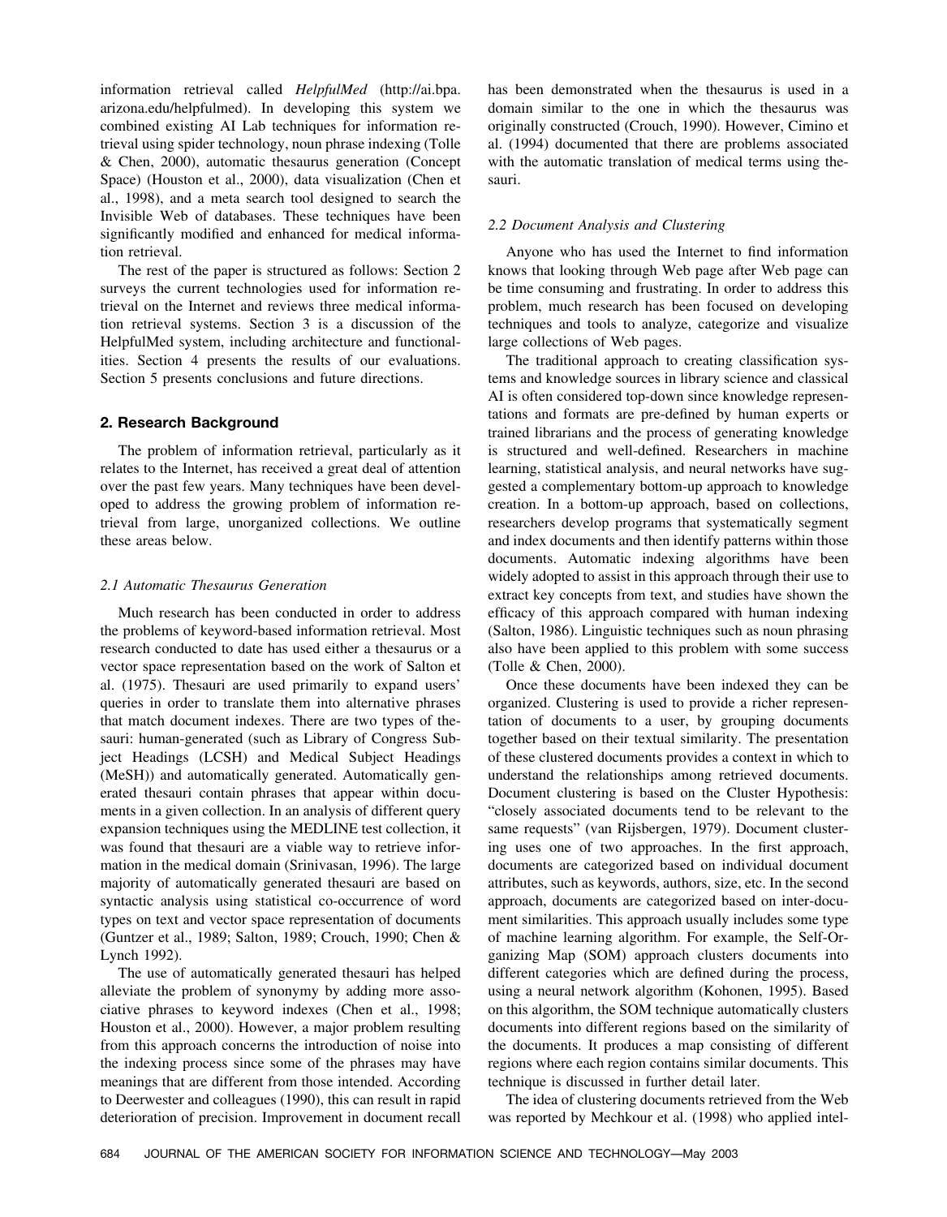information retrieval called *HelpfulMed* (http://ai.bpa.arizona.edu/helpfulmed). In developing this system we combined existing AI Lab techniques for information retrieval using spider technology, noun phrase indexing (Tolle & Chen, 2000), automatic thesaurus generation (Concept Space) (Houston et al., 2000), data visualization (Chen et al., 1998), and a meta search tool designed to search the Invisible Web of databases. These techniques have been significantly modified and enhanced for medical information retrieval.

The rest of the paper is structured as follows: Section 2 surveys the current technologies used for information retrieval on the Internet and reviews three medical information retrieval systems. Section 3 is a discussion of the HelpfulMed system, including architecture and functionalities. Section 4 presents the results of our evaluations. Section 5 presents conclusions and future directions.

## 2. Research Background

The problem of information retrieval, particularly as it relates to the Internet, has received a great deal of attention over the past few years. Many techniques have been developed to address the growing problem of information retrieval from large, unorganized collections. We outline these areas below.

### *2.1 Automatic Thesaurus Generation*

Much research has been conducted in order to address the problems of keyword-based information retrieval. Most research conducted to date has used either a thesaurus or a vector space representation based on the work of Salton et al. (1975). Thesauri are used primarily to expand users' queries in order to translate them into alternative phrases that match document indexes. There are two types of thesauri: human-generated (such as Library of Congress Subject Headings (LCSH) and Medical Subject Headings (MeSH)) and automatically generated. Automatically generated thesauri contain phrases that appear within documents in a given collection. In an analysis of different query expansion techniques using the MEDLINE test collection, it was found that thesauri are a viable way to retrieve information in the medical domain (Srinivasan, 1996). The large majority of automatically generated thesauri are based on syntactic analysis using statistical co-occurrence of word types on text and vector space representation of documents (Guntzer et al., 1989; Salton, 1989; Crouch, 1990; Chen & Lynch 1992).

The use of automatically generated thesauri has helped alleviate the problem of synonymy by adding more associative phrases to keyword indexes (Chen et al., 1998; Houston et al., 2000). However, a major problem resulting from this approach concerns the introduction of noise into the indexing process since some of the phrases may have meanings that are different from those intended. According to Deerwester and colleagues (1990), this can result in rapid deterioration of precision. Improvement in document recall has been demonstrated when the thesaurus is used in a domain similar to the one in which the thesaurus was originally constructed (Crouch, 1990). However, Cimino et al. (1994) documented that there are problems associated with the automatic translation of medical terms using thesauri.

### *2.2 Document Analysis and Clustering*

Anyone who has used the Internet to find information knows that looking through Web page after Web page can be time consuming and frustrating. In order to address this problem, much research has been focused on developing techniques and tools to analyze, categorize and visualize large collections of Web pages.

The traditional approach to creating classification systems and knowledge sources in library science and classical AI is often considered top-down since knowledge representations and formats are pre-defined by human experts or trained librarians and the process of generating knowledge is structured and well-defined. Researchers in machine learning, statistical analysis, and neural networks have suggested a complementary bottom-up approach to knowledge creation. In a bottom-up approach, based on collections, researchers develop programs that systematically segment and index documents and then identify patterns within those documents. Automatic indexing algorithms have been widely adopted to assist in this approach through their use to extract key concepts from text, and studies have shown the efficacy of this approach compared with human indexing (Salton, 1986). Linguistic techniques such as noun phrasing also have been applied to this problem with some success (Tolle & Chen, 2000).

Once these documents have been indexed they can be organized. Clustering is used to provide a richer representation of documents to a user, by grouping documents together based on their textual similarity. The presentation of these clustered documents provides a context in which to understand the relationships among retrieved documents. Document clustering is based on the Cluster Hypothesis: "closely associated documents tend to be relevant to the same requests" (van Rijsbergen, 1979). Document clustering uses one of two approaches. In the first approach, documents are categorized based on individual document attributes, such as keywords, authors, size, etc. In the second approach, documents are categorized based on inter-document similarities. This approach usually includes some type of machine learning algorithm. For example, the Self-Organizing Map (SOM) approach clusters documents into different categories which are defined during the process, using a neural network algorithm (Kohonen, 1995). Based on this algorithm, the SOM technique automatically clusters documents into different regions based on the similarity of the documents. It produces a map consisting of different regions where each region contains similar documents. This technique is discussed in further detail later.

The idea of clustering documents retrieved from the Web was reported by Mechkour et al. (1998) who applied intel-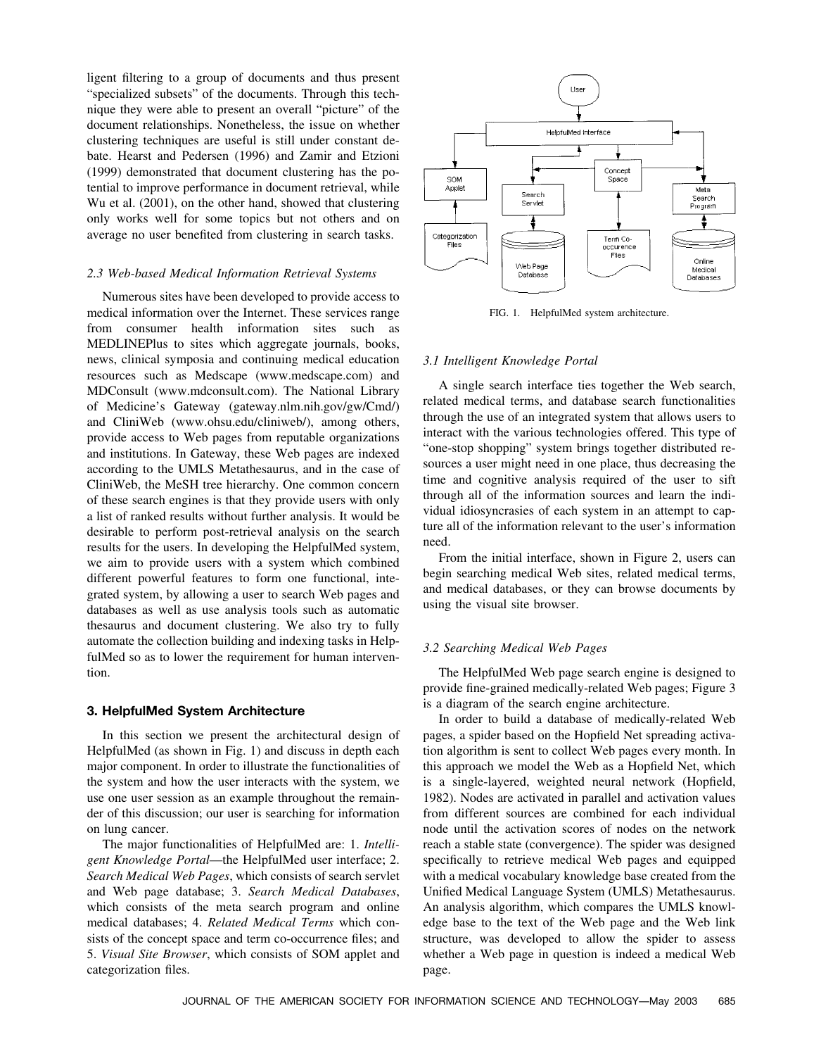ligent filtering to a group of documents and thus present "specialized subsets" of the documents. Through this technique they were able to present an overall "picture" of the document relationships. Nonetheless, the issue on whether clustering techniques are useful is still under constant debate. Hearst and Pedersen (1996) and Zamir and Etzioni (1999) demonstrated that document clustering has the potential to improve performance in document retrieval, while Wu et al. (2001), on the other hand, showed that clustering only works well for some topics but not others and on average no user benefited from clustering in search tasks.

### 2.3 Web-based Medical Information Retrieval Systems

Numerous sites have been developed to provide access to medical information over the Internet. These services range from consumer health information sites such as MEDLINEPlus to sites which aggregate journals, books, news, clinical symposia and continuing medical education resources such as Medscape (www.medscape.com) and MDConsult (www.mdconsult.com). The National Library of Medicine's Gateway (gateway.nlm.nih.gov/gw/Cmd/) and CliniWeb (www.ohsu.edu/cliniweb/), among others, provide access to Web pages from reputable organizations and institutions. In Gateway, these Web pages are indexed according to the UMLS Metathesaurus, and in the case of CliniWeb, the MeSH tree hierarchy. One common concern of these search engines is that they provide users with only a list of ranked results without further analysis. It would be desirable to perform post-retrieval analysis on the search results for the users. In developing the HelpfulMed system, we aim to provide users with a system which combined different powerful features to form one functional, integrated system, by allowing a user to search Web pages and databases as well as use analysis tools such as automatic thesaurus and document clustering. We also try to fully automate the collection building and indexing tasks in HelpfulMed so as to lower the requirement for human intervention.

## 3. HelpfulMed System Architecture

In this section we present the architectural design of HelpfulMed (as shown in Fig. 1) and discuss in depth each major component. In order to illustrate the functionalities of the system and how the user interacts with the system, we use one user session as an example throughout the remainder of this discussion; our user is searching for information on lung cancer.

The major functionalities of HelpfulMed are: 1. *Intelligent Knowledge Portal*—the HelpfulMed user interface; 2. *Search Medical Web Pages*, which consists of search servlet and Web page database; 3. *Search Medical Databases*, which consists of the meta search program and online medical databases; 4. *Related Medical Terms* which consists of the concept space and term co-occurrence files; and 5. *Visual Site Browser*, which consists of SOM applet and categorization files.

FIG. 1. HelpfulMed system architecture.

### 3.1 Intelligent Knowledge Portal

A single search interface ties together the Web search, related medical terms, and database search functionalities through the use of an integrated system that allows users to interact with the various technologies offered. This type of "one-stop shopping" system brings together distributed resources a user might need in one place, thus decreasing the time and cognitive analysis required of the user to sift through all of the information sources and learn the individual idiosyncracies of each system in an attempt to capture all of the information relevant to the user's information need.

From the initial interface, shown in Figure 2, users can begin searching medical Web sites, related medical terms, and medical databases, or they can browse documents by using the visual site browser.

### 3.2 Searching Medical Web Pages

The HelpfulMed Web page search engine is designed to provide fine-grained medically-related Web pages; Figure 3 is a diagram of the search engine architecture.

In order to build a database of medically-related Web pages, a spider based on the Hopfield Net spreading activation algorithm is sent to collect Web pages every month. In this approach we model the Web as a Hopfield Net, which is a single-layered, weighted neural network (Hopfield, 1982). Nodes are activated in parallel and activation values from different sources are combined for each individual node until the activation scores of nodes on the network reach a stable state (convergence). The spider was designed specifically to retrieve medical Web pages and equipped with a medical vocabulary knowledge base created from the Unified Medical Language System (UMLS) Metathesaurus. An analysis algorithm, which compares the UMLS knowledge base to the text of the Web page and the Web link structure, was developed to allow the spider to assess whether a Web page in question is indeed a medical Web page.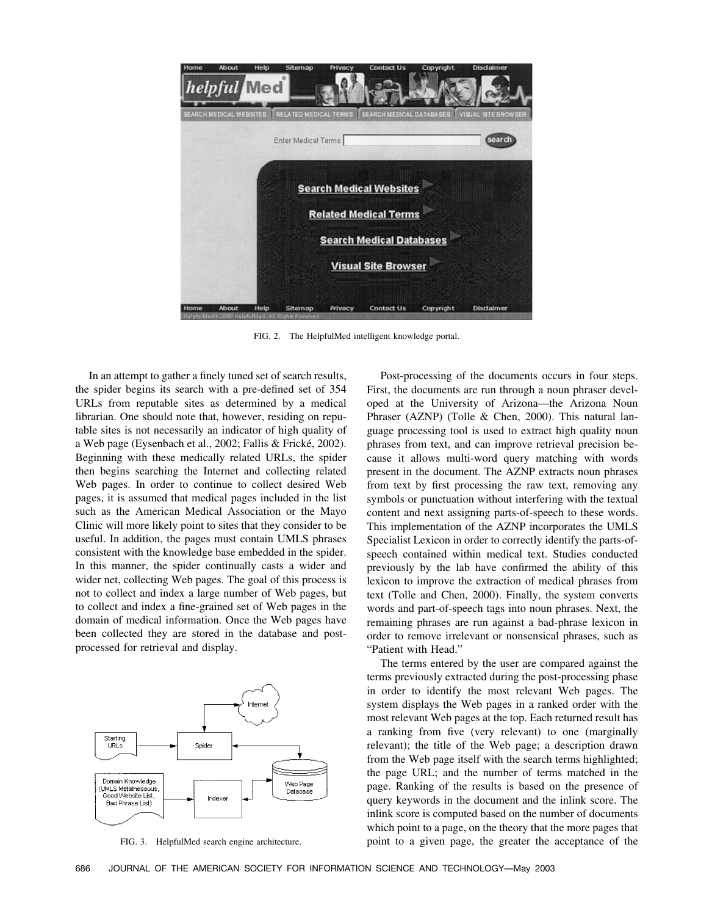FIG. 2. The HelpfulMed intelligent knowledge portal.

In an attempt to gather a finely tuned set of search results, the spider begins its search with a pre-defined set of 354 URLs from reputable sites as determined by a medical librarian. One should note that, however, residing on reputable sites is not necessarily an indicator of high quality of a Web page (Eysenbach et al., 2002; Fallis & Frické, 2002). Beginning with these medically related URLs, the spider then begins searching the Internet and collecting related Web pages. In order to continue to collect desired Web pages, it is assumed that medical pages included in the list such as the American Medical Association or the Mayo Clinic will more likely point to sites that they consider to be useful. In addition, the pages must contain UMLS phrases consistent with the knowledge base embedded in the spider. In this manner, the spider continually casts a wider and wider net, collecting Web pages. The goal of this process is not to collect and index a large number of Web pages, but to collect and index a fine-grained set of Web pages in the domain of medical information. Once the Web pages have been collected they are stored in the database and post-processed for retrieval and display.

Internet

Starting URLs

Spider

Domain Knowledge (UMLS Metathessuus, Good Website List, Bad Phrase List)

Indexer

Web Page Database

FIG. 3. HelpfulMed search engine architecture.

Post-processing of the documents occurs in four steps. First, the documents are run through a noun phraser developed at the University of Arizona—the Arizona Noun Phraser (AZNP) (Tolle & Chen, 2000). This natural language processing tool is used to extract high quality noun phrases from text, and can improve retrieval precision because it allows multi-word query matching with words present in the document. The AZNP extracts noun phrases from text by first processing the raw text, removing any symbols or punctuation without interfering with the textual content and next assigning parts-of-speech to these words. This implementation of the AZNP incorporates the UMLS Specialist Lexicon in order to correctly identify the parts-of-speech contained within medical text. Studies conducted previously by the lab have confirmed the ability of this lexicon to improve the extraction of medical phrases from text (Tolle and Chen, 2000). Finally, the system converts words and part-of-speech tags into noun phrases. Next, the remaining phrases are run against a bad-phrase lexicon in order to remove irrelevant or nonsensical phrases, such as "Patient with Head."

The terms entered by the user are compared against the terms previously extracted during the post-processing phase in order to identify the most relevant Web pages. The system displays the Web pages in a ranked order with the most relevant Web pages at the top. Each returned result has a ranking from five (very relevant) to one (marginally relevant); the title of the Web page; a description drawn from the Web page itself with the search terms highlighted; the page URL; and the number of terms matched in the page. Ranking of the results is based on the presence of query keywords in the document and the inlink score. The inlink score is computed based on the number of documents which point to a page, on the theory that the more pages that point to a given page, the greater the acceptance of the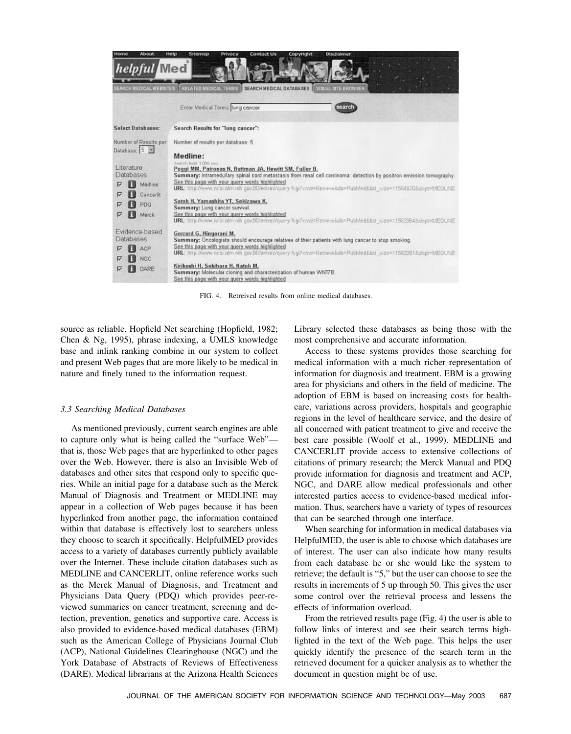FIG. 4. Retreived results from online medical databases.

source as reliable. Hopfield Net searching (Hopfield, 1982; Chen & Ng, 1995), phrase indexing, a UMLS knowledge base and inlink ranking combine in our system to collect and present Web pages that are more likely to be medical in nature and finely tuned to the information request.

### 3.3 Searching Medical Databases

As mentioned previously, current search engines are able to capture only what is being called the "surface Web"—that is, those Web pages that are hyperlinked to other pages over the Web. However, there is also an Invisible Web of databases and other sites that respond only to specific queries. While an initial page for a database such as the Merck Manual of Diagnosis and Treatment or MEDLINE may appear in a collection of Web pages because it has been hyperlinked from another page, the information contained within that database is effectively lost to searchers unless they choose to search it specifically. HelpfulMED provides access to a variety of databases currently publicly available over the Internet. These include citation databases such as MEDLINE and CANCERLIT, online reference works such as the Merck Manual of Diagnosis, and Treatment and Physicians Data Query (PDQ) which provides peer-reviewed summaries on cancer treatment, screening and detection, prevention, genetics and supportive care. Access is also provided to evidence-based medical databases (EBM) such as the American College of Physicians Journal Club (ACP), National Guidelines Clearinghouse (NGC) and the York Database of Abstracts of Reviews of Effectiveness (DARE). Medical librarians at the Arizona Health Sciences Library selected these databases as being those with the most comprehensive and accurate information.

Access to these systems provides those searching for medical information with a much richer representation of information for diagnosis and treatment. EBM is a growing area for physicians and others in the field of medicine. The adoption of EBM is based on increasing costs for healthcare, variations across providers, hospitals and geographic regions in the level of healthcare service, and the desire of all concerned with patient treatment to give and receive the best care possible (Woolf et al., 1999). MEDLINE and CANCERLIT provide access to extensive collections of citations of primary research; the Merck Manual and PDQ provide information for diagnosis and treatment and ACP, NGC, and DARE allow medical professionals and other interested parties access to evidence-based medical information. Thus, searchers have a variety of types of resources that can be searched through one interface.

When searching for information in medical databases via HelpfulMED, the user is able to choose which databases are of interest. The user can also indicate how many results from each database he or she would like the system to retrieve; the default is "5," but the user can choose to see the results in increments of 5 up through 50. This gives the user some control over the retrieval process and lessens the effects of information overload.

From the retrieved results page (Fig. 4) the user is able to follow links of interest and see their search terms highlighted in the text of the Web page. This helps the user quickly identify the presence of the search term in the retrieved document for a quicker analysis as to whether the document in question might be of use.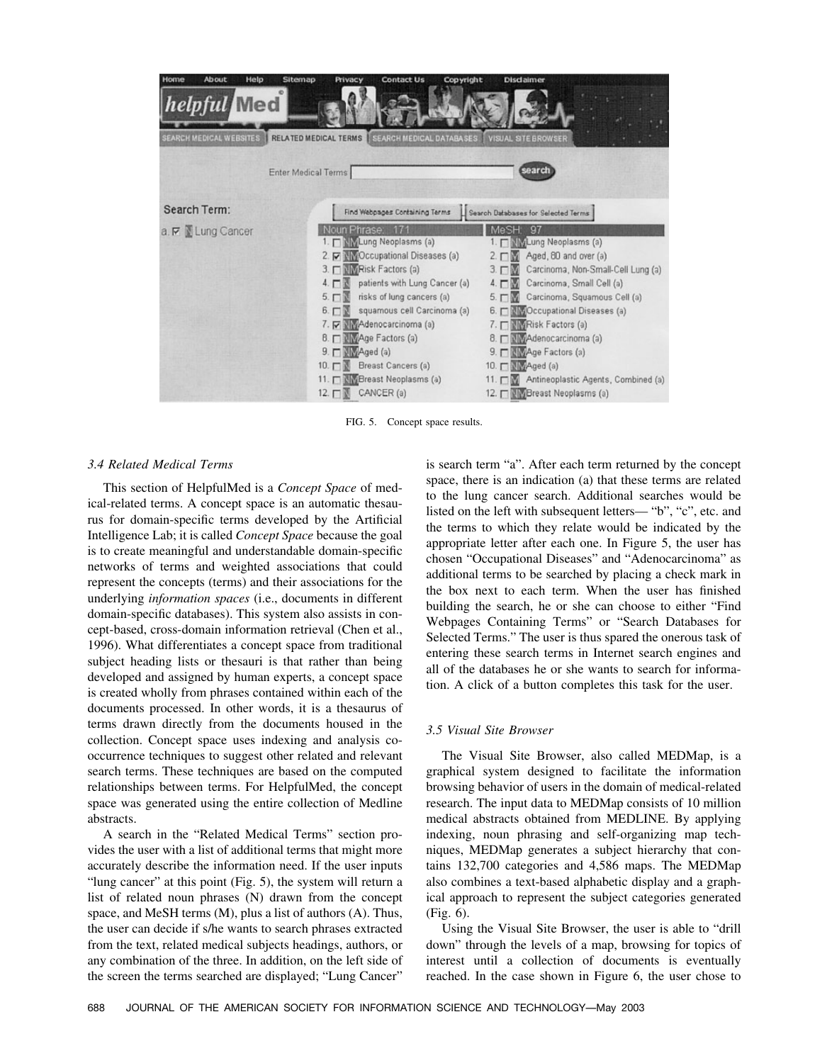FIG. 5. Concept space results.

### 3.4 Related Medical Terms

This section of HelpfulMed is a *Concept Space* of medical-related terms. A concept space is an automatic thesaurus for domain-specific terms developed by the Artificial Intelligence Lab; it is called *Concept Space* because the goal is to create meaningful and understandable domain-specific networks of terms and weighted associations that could represent the concepts (terms) and their associations for the underlying *information spaces* (i.e., documents in different domain-specific databases). This system also assists in concept-based, cross-domain information retrieval (Chen et al., 1996). What differentiates a concept space from traditional subject heading lists or thesauri is that rather than being developed and assigned by human experts, a concept space is created wholly from phrases contained within each of the documents processed. In other words, it is a thesaurus of terms drawn directly from the documents housed in the collection. Concept space uses indexing and analysis co-occurrence techniques to suggest other related and relevant search terms. These techniques are based on the computed relationships between terms. For HelpfulMed, the concept space was generated using the entire collection of Medline abstracts.

A search in the "Related Medical Terms" section provides the user with a list of additional terms that might more accurately describe the information need. If the user inputs "lung cancer" at this point (Fig. 5), the system will return a list of related noun phrases (N) drawn from the concept space, and MeSH terms (M), plus a list of authors (A). Thus, the user can decide if s/he wants to search phrases extracted from the text, related medical subjects headings, authors, or any combination of the three. In addition, on the left side of the screen the terms searched are displayed; "Lung Cancer" is search term "a". After each term returned by the concept space, there is an indication (a) that these terms are related to the lung cancer search. Additional searches would be listed on the left with subsequent letters— "b", "c", etc. and the terms to which they relate would be indicated by the appropriate letter after each one. In Figure 5, the user has chosen "Occupational Diseases" and "Adenocarcinoma" as additional terms to be searched by placing a check mark in the box next to each term. When the user has finished building the search, he or she can choose to either "Find Webpages Containing Terms" or "Search Databases for Selected Terms." The user is thus spared the onerous task of entering these search terms in Internet search engines and all of the databases he or she wants to search for information. A click of a button completes this task for the user.

### 3.5 Visual Site Browser

The Visual Site Browser, also called MEDMap, is a graphical system designed to facilitate the information browsing behavior of users in the domain of medical-related research. The input data to MEDMap consists of 10 million medical abstracts obtained from MEDLINE. By applying indexing, noun phrasing and self-organizing map techniques, MEDMap generates a subject hierarchy that contains 132,700 categories and 4,586 maps. The MEDMap also combines a text-based alphabetic display and a graphical approach to represent the subject categories generated (Fig. 6).

Using the Visual Site Browser, the user is able to "drill down" through the levels of a map, browsing for topics of interest until a collection of documents is eventually reached. In the case shown in Figure 6, the user chose to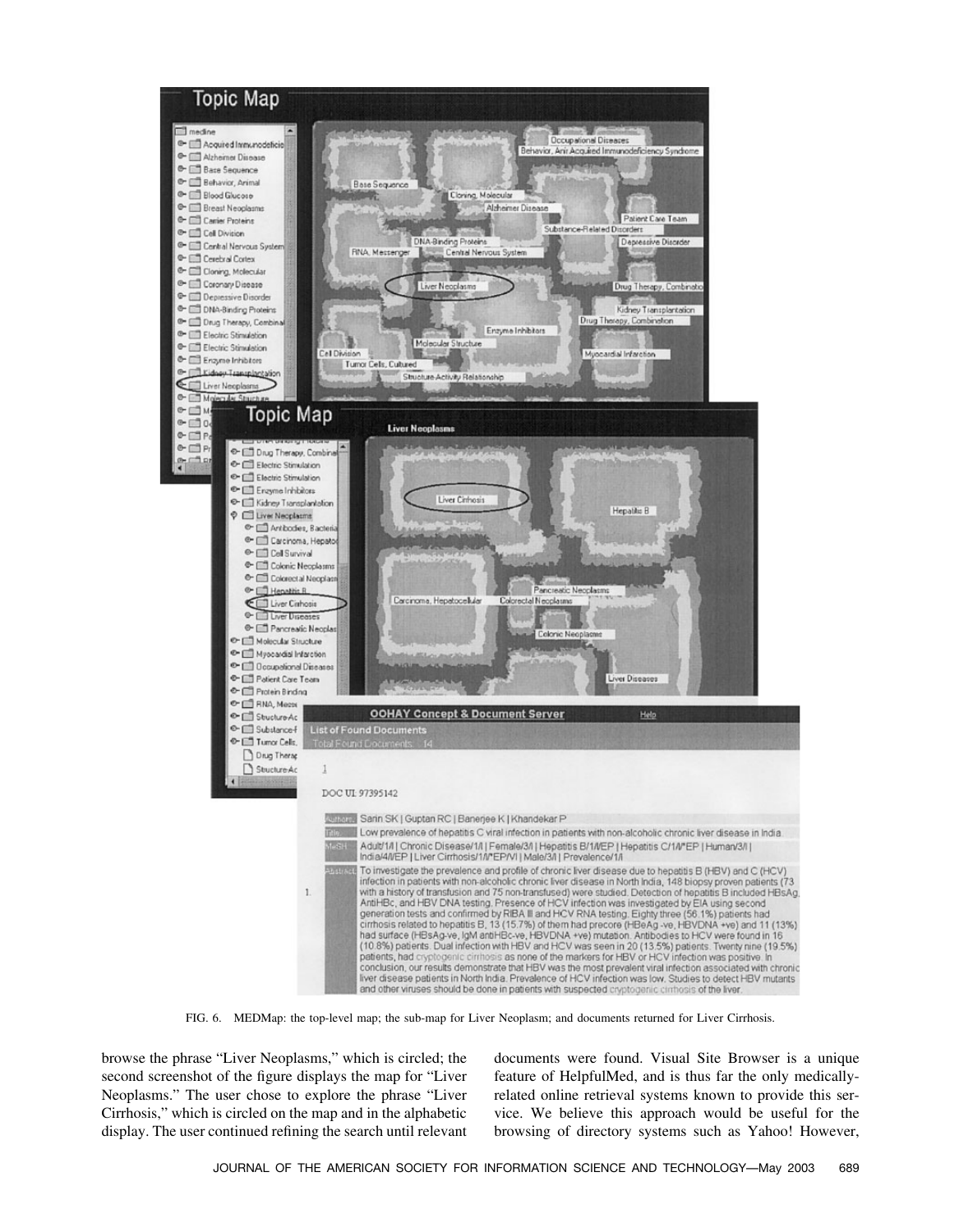FIG. 6. MEDMap: the top-level map; the sub-map for Liver Neoplasm; and documents returned for Liver Cirrhosis.

browse the phrase "Liver Neoplasms," which is circled; the second screenshot of the figure displays the map for "Liver Neoplasms." The user chose to explore the phrase "Liver Cirrhosis," which is circled on the map and in the alphabetic display. The user continued refining the search until relevant documents were found. Visual Site Browser is a unique feature of HelpfulMed, and is thus far the only medically-related online retrieval systems known to provide this service. We believe this approach would be useful for the browsing of directory systems such as Yahoo! However,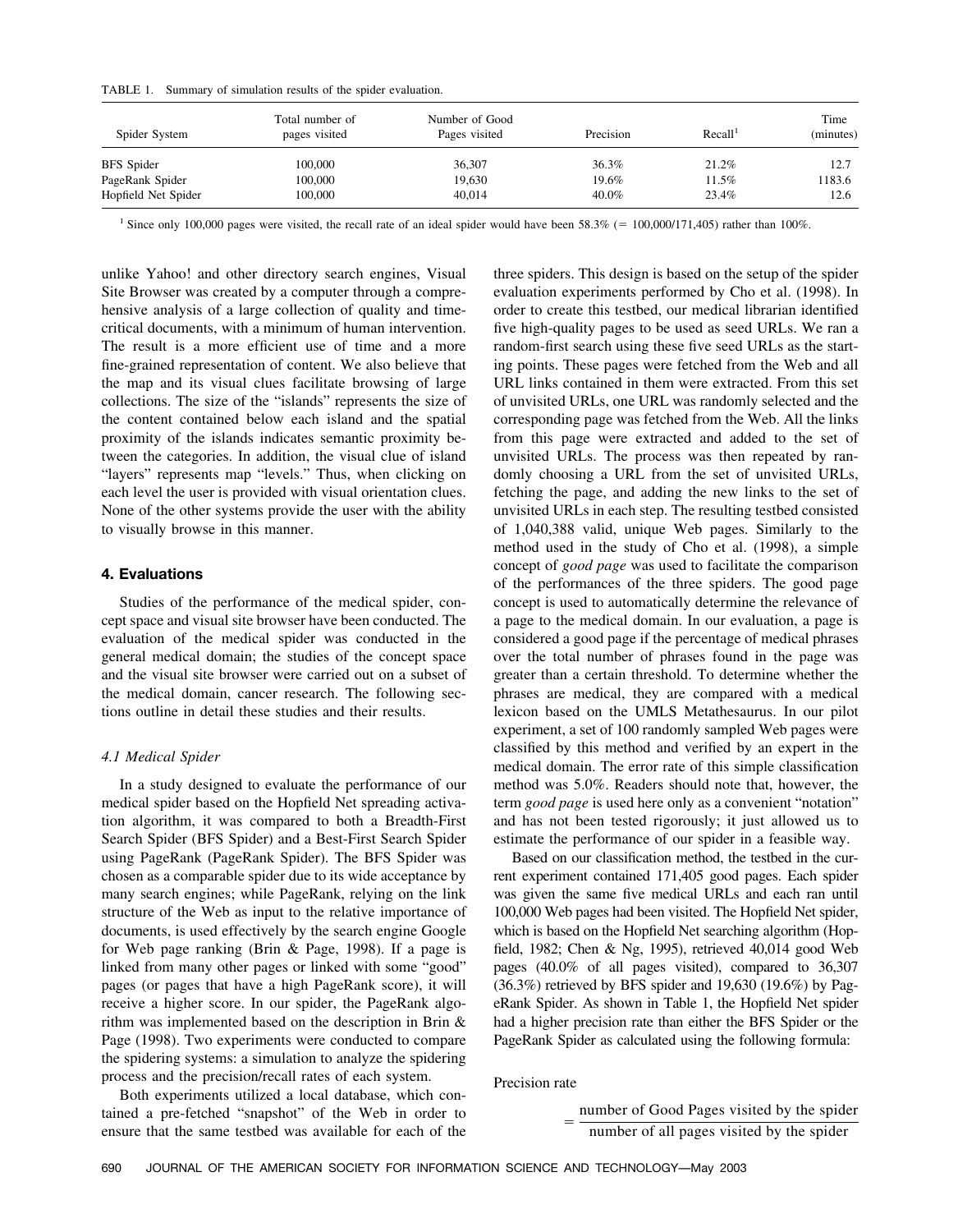TABLE 1. Summary of simulation results of the spider evaluation.

| Spider System | Total number of pages visited | Number of Good Pages visited | Precision | Recall[1] | Time (minutes) |
| --- | --- | --- | --- | --- | --- |
| BFS Spider | 100,000 | 36,307 | 36.3% | 21.2% | 12.7 |
| PageRank Spider | 100,000 | 19,630 | 19.6% | 11.5% | 1183.6 |
| Hopfield Net Spider | 100,000 | 40,014 | 40.0% | 23.4% | 12.6 |

[1] Since only 100,000 pages were visited, the recall rate of an ideal spider would have been 58.3% (= 100,000/171,405) rather than 100%.

unlike Yahoo! and other directory search engines, Visual Site Browser was created by a computer through a comprehensive analysis of a large collection of quality and time-critical documents, with a minimum of human intervention. The result is a more efficient use of time and a more fine-grained representation of content. We also believe that the map and its visual clues facilitate browsing of large collections. The size of the "islands" represents the size of the content contained below each island and the spatial proximity of the islands indicates semantic proximity between the categories. In addition, the visual clue of island "layers" represents map "levels." Thus, when clicking on each level the user is provided with visual orientation clues. None of the other systems provide the user with the ability to visually browse in this manner.

## 4. Evaluations

Studies of the performance of the medical spider, concept space and visual site browser have been conducted. The evaluation of the medical spider was conducted in the general medical domain; the studies of the concept space and the visual site browser were carried out on a subset of the medical domain, cancer research. The following sections outline in detail these studies and their results.

### 4.1 Medical Spider

In a study designed to evaluate the performance of our medical spider based on the Hopfield Net spreading activation algorithm, it was compared to both a Breadth-First Search Spider (BFS Spider) and a Best-First Search Spider using PageRank (PageRank Spider). The BFS Spider was chosen as a comparable spider due to its wide acceptance by many search engines; while PageRank, relying on the link structure of the Web as input to the relative importance of documents, is used effectively by the search engine Google for Web page ranking (Brin & Page, 1998). If a page is linked from many other pages or linked with some "good" pages (or pages that have a high PageRank score), it will receive a higher score. In our spider, the PageRank algorithm was implemented based on the description in Brin & Page (1998). Two experiments were conducted to compare the spidering systems: a simulation to analyze the spidering process and the precision/recall rates of each system.

Both experiments utilized a local database, which contained a pre-fetched "snapshot" of the Web in order to ensure that the same testbed was available for each of the three spiders. This design is based on the setup of the spider evaluation experiments performed by Cho et al. (1998). In order to create this testbed, our medical librarian identified five high-quality pages to be used as seed URLs. We ran a random-first search using these five seed URLs as the starting points. These pages were fetched from the Web and all URL links contained in them were extracted. From this set of unvisited URLs, one URL was randomly selected and the corresponding page was fetched from the Web. All the links from this page were extracted and added to the set of unvisited URLs. The process was then repeated by randomly choosing a URL from the set of unvisited URLs, fetching the page, and adding the new links to the set of unvisited URLs in each step. The resulting testbed consisted of 1,040,388 valid, unique Web pages. Similarly to the method used in the study of Cho et al. (1998), a simple concept of *good page* was used to facilitate the comparison of the performances of the three spiders. The good page concept is used to automatically determine the relevance of a page to the medical domain. In our evaluation, a page is considered a good page if the percentage of medical phrases over the total number of phrases found in the page was greater than a certain threshold. To determine whether the phrases are medical, they are compared with a medical lexicon based on the UMLS Metathesaurus. In our pilot experiment, a set of 100 randomly sampled Web pages were classified by this method and verified by an expert in the medical domain. The error rate of this simple classification method was 5.0%. Readers should note that, however, the term *good page* is used here only as a convenient "notation" and has not been tested rigorously; it just allowed us to estimate the performance of our spider in a feasible way.

Based on our classification method, the testbed in the current experiment contained 171,405 good pages. Each spider was given the same five medical URLs and each ran until 100,000 Web pages had been visited. The Hopfield Net spider, which is based on the Hopfield Net searching algorithm (Hopfield, 1982; Chen & Ng, 1995), retrieved 40,014 good Web pages (40.0% of all pages visited), compared to 36,307 (36.3%) retrieved by BFS spider and 19,630 (19.6%) by PageRank Spider. As shown in Table 1, the Hopfield Net spider had a higher precision rate than either the BFS Spider or the PageRank Spider as calculated using the following formula:

$$\text{Precision rate} = \frac{\text{number of Good Pages visited by the spider}}{\text{number of all pages visited by the spider}}$$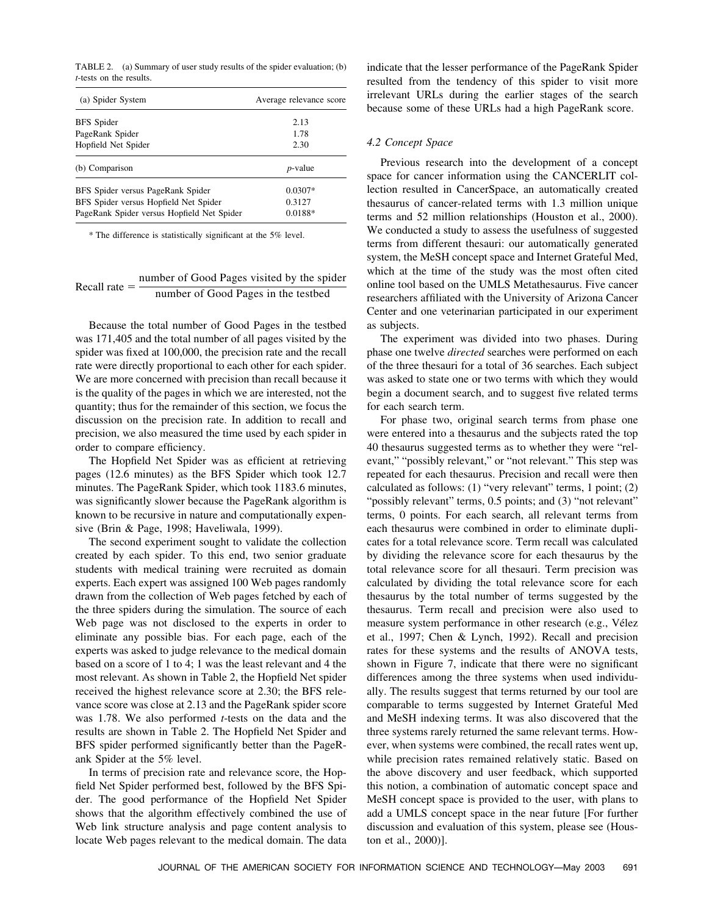TABLE 2. (a) Summary of user study results of the spider evaluation; (b) *t*-tests on the results.

| (a) Spider System | Average relevance score |
|---|---|
| BFS Spider | 2.13 |
| PageRank Spider | 1.78 |
| Hopfield Net Spider | 2.30 |
| **(b) Comparison** | ***p*-value** |
| BFS Spider versus PageRank Spider | 0.0307* |
| BFS Spider versus Hopfield Net Spider | 0.3127 |
| PageRank Spider versus Hopfield Net Spider | 0.0188* |

\* The difference is statistically significant at the 5% level.

$$\text{Recall rate} = \frac{\text{number of Good Pages visited by the spider}}{\text{number of Good Pages in the testbed}}$$

Because the total number of Good Pages in the testbed was 171,405 and the total number of all pages visited by the spider was fixed at 100,000, the precision rate and the recall rate were directly proportional to each other for each spider. We are more concerned with precision than recall because it is the quality of the pages in which we are interested, not the quantity; thus for the remainder of this section, we focus the discussion on the precision rate. In addition to recall and precision, we also measured the time used by each spider in order to compare efficiency.

The Hopfield Net Spider was as efficient at retrieving pages (12.6 minutes) as the BFS Spider which took 12.7 minutes. The PageRank Spider, which took 1183.6 minutes, was significantly slower because the PageRank algorithm is known to be recursive in nature and computationally expensive (Brin & Page, 1998; Haveliwala, 1999).

The second experiment sought to validate the collection created by each spider. To this end, two senior graduate students with medical training were recruited as domain experts. Each expert was assigned 100 Web pages randomly drawn from the collection of Web pages fetched by each of the three spiders during the simulation. The source of each Web page was not disclosed to the experts in order to eliminate any possible bias. For each page, each of the experts was asked to judge relevance to the medical domain based on a score of 1 to 4; 1 was the least relevant and 4 the most relevant. As shown in Table 2, the Hopfield Net spider received the highest relevance score at 2.30; the BFS relevance score was close at 2.13 and the PageRank spider score was 1.78. We also performed *t*-tests on the data and the results are shown in Table 2. The Hopfield Net Spider and BFS spider performed significantly better than the PageRank Spider at the 5% level.

In terms of precision rate and relevance score, the Hopfield Net Spider performed best, followed by the BFS Spider. The good performance of the Hopfield Net Spider shows that the algorithm effectively combined the use of Web link structure analysis and page content analysis to locate Web pages relevant to the medical domain. The data indicate that the lesser performance of the PageRank Spider resulted from the tendency of this spider to visit more irrelevant URLs during the earlier stages of the search because some of these URLs had a high PageRank score.

### 4.2 Concept Space

Previous research into the development of a concept space for cancer information using the CANCERLIT collection resulted in CancerSpace, an automatically created thesaurus of cancer-related terms with 1.3 million unique terms and 52 million relationships (Houston et al., 2000). We conducted a study to assess the usefulness of suggested terms from different thesauri: our automatically generated system, the MeSH concept space and Internet Grateful Med, which at the time of the study was the most often cited online tool based on the UMLS Metathesaurus. Five cancer researchers affiliated with the University of Arizona Cancer Center and one veterinarian participated in our experiment as subjects.

The experiment was divided into two phases. During phase one twelve *directed* searches were performed on each of the three thesauri for a total of 36 searches. Each subject was asked to state one or two terms with which they would begin a document search, and to suggest five related terms for each search term.

For phase two, original search terms from phase one were entered into a thesaurus and the subjects rated the top 40 thesaurus suggested terms as to whether they were "relevant," "possibly relevant," or "not relevant." This step was repeated for each thesaurus. Precision and recall were then calculated as follows: (1) "very relevant" terms, 1 point; (2) "possibly relevant" terms, 0.5 points; and (3) "not relevant" terms, 0 points. For each search, all relevant terms from each thesaurus were combined in order to eliminate duplicates for a total relevance score. Term recall was calculated by dividing the relevance score for each thesaurus by the total relevance score for all thesauri. Term precision was calculated by dividing the total relevance score for each thesaurus by the total number of terms suggested by the thesaurus. Term recall and precision were also used to measure system performance in other research (e.g., Vélez et al., 1997; Chen & Lynch, 1992). Recall and precision rates for these systems and the results of ANOVA tests, shown in Figure 7, indicate that there were no significant differences among the three systems when used individually. The results suggest that terms returned by our tool are comparable to terms suggested by Internet Grateful Med and MeSH indexing terms. It was also discovered that the three systems rarely returned the same relevant terms. However, when systems were combined, the recall rates went up, while precision rates remained relatively static. Based on the above discovery and user feedback, which supported this notion, a combination of automatic concept space and MeSH concept space is provided to the user, with plans to add a UMLS concept space in the near future [For further discussion and evaluation of this system, please see (Houston et al., 2000)].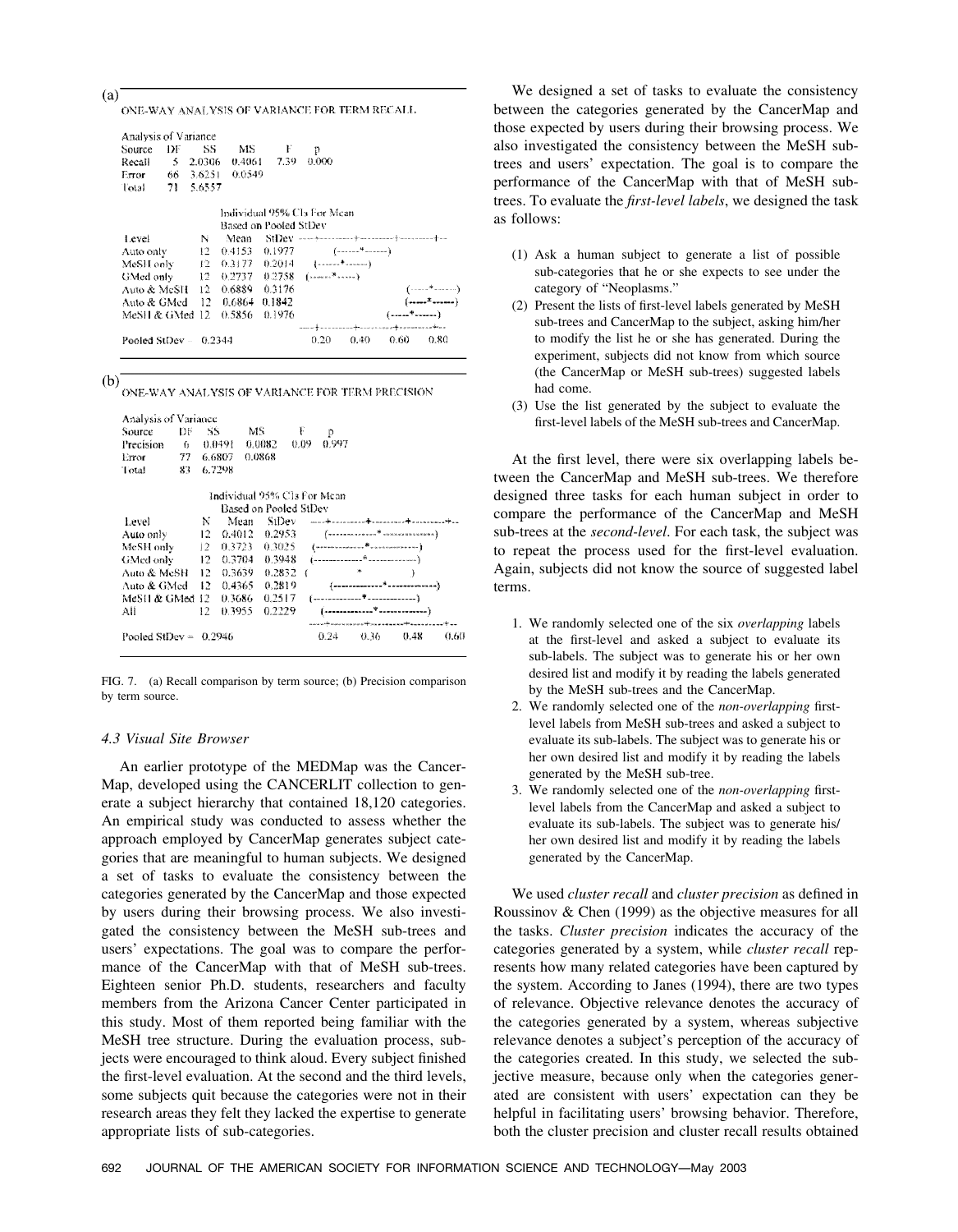(a)

ONE-WAY ANALYSIS OF VARIANCE FOR TERM RECALL

Analysis of Variance

| Source | DF | SS | MS | F | p |
|---|---|---|---|---|---|
| Recall | 5 | 2.0306 | 0.4061 | 7.39 | 0.000 |
| Error | 66 | 3.6251 | 0.0549 | | |
| Total | 71 | 5.6557 | | | |

Individual 95% CIs For Mean Based on Pooled StDev

| Level | N | Mean | StDev |
|---|---|---|---|
| Auto only | 12 | 0.4153 | 0.1977 |
| MeSH only | 12 | 0.3177 | 0.2014 |
| GMed only | 12 | 0.2737 | 0.2758 |
| Auto & MeSH | 12 | 0.6889 | 0.3176 |
| Auto & GMed | 12 | 0.6864 | 0.1842 |
| MeSH & GMed | 12 | 0.5856 | 0.1976 |

Pooled StDev = 0.2344 (axis: 0.20, 0.40, 0.60, 0.80)

(b)

ONE-WAY ANALYSIS OF VARIANCE FOR TERM PRECISION

Analysis of Variance

| Source | DF | SS | MS | F | p |
|---|---|---|---|---|---|
| Precision | 6 | 0.0491 | 0.0082 | 0.09 | 0.997 |
| Error | 77 | 6.6807 | 0.0868 | | |
| Total | 83 | 6.7298 | | | |

Individual 95% CIs For Mean Based on Pooled StDev

| Level | N | Mean | StDev |
|---|---|---|---|
| Auto only | 12 | 0.4012 | 0.2953 |
| MeSH only | 12 | 0.3723 | 0.3025 |
| GMed only | 12 | 0.3704 | 0.3948 |
| Auto & MeSH | 12 | 0.3639 | 0.2832 |
| Auto & GMed | 12 | 0.4365 | 0.2819 |
| MeSH & GMed | 12 | 0.3686 | 0.2517 |
| All | 12 | 0.3955 | 0.2229 |

Pooled StDev = 0.2946 (axis: 0.24, 0.36, 0.48, 0.60)

FIG. 7. (a) Recall comparison by term source; (b) Precision comparison by term source.

### 4.3 Visual Site Browser

An earlier prototype of the MEDMap was the CancerMap, developed using the CANCERLIT collection to generate a subject hierarchy that contained 18,120 categories. An empirical study was conducted to assess whether the approach employed by CancerMap generates subject categories that are meaningful to human subjects. We designed a set of tasks to evaluate the consistency between the categories generated by the CancerMap and those expected by users during their browsing process. We also investigated the consistency between the MeSH sub-trees and users' expectations. The goal was to compare the performance of the CancerMap with that of MeSH sub-trees. Eighteen senior Ph.D. students, researchers and faculty members from the Arizona Cancer Center participated in this study. Most of them reported being familiar with the MeSH tree structure. During the evaluation process, subjects were encouraged to think aloud. Every subject finished the first-level evaluation. At the second and the third levels, some subjects quit because the categories were not in their research areas they felt they lacked the expertise to generate appropriate lists of sub-categories.

We designed a set of tasks to evaluate the consistency between the categories generated by the CancerMap and those expected by users during their browsing process. We also investigated the consistency between the MeSH sub-trees and users' expectation. The goal is to compare the performance of the CancerMap with that of MeSH sub-trees. To evaluate the *first-level labels*, we designed the task as follows:

(1) Ask a human subject to generate a list of possible sub-categories that he or she expects to see under the category of "Neoplasms."
(2) Present the lists of first-level labels generated by MeSH sub-trees and CancerMap to the subject, asking him/her to modify the list he or she has generated. During the experiment, subjects did not know from which source (the CancerMap or MeSH sub-trees) suggested labels had come.
(3) Use the list generated by the subject to evaluate the first-level labels of the MeSH sub-trees and CancerMap.

At the first level, there were six overlapping labels between the CancerMap and MeSH sub-trees. We therefore designed three tasks for each human subject in order to compare the performance of the CancerMap and MeSH sub-trees at the *second-level*. For each task, the subject was to repeat the process used for the first-level evaluation. Again, subjects did not know the source of suggested label terms.

1. We randomly selected one of the six *overlapping* labels at the first-level and asked a subject to evaluate its sub-labels. The subject was to generate his or her own desired list and modify it by reading the labels generated by the MeSH sub-trees and the CancerMap.
2. We randomly selected one of the *non-overlapping* first-level labels from MeSH sub-trees and asked a subject to evaluate its sub-labels. The subject was to generate his or her own desired list and modify it by reading the labels generated by the MeSH sub-tree.
3. We randomly selected one of the *non-overlapping* first-level labels from the CancerMap and asked a subject to evaluate its sub-labels. The subject was to generate his/her own desired list and modify it by reading the labels generated by the CancerMap.

We used *cluster recall* and *cluster precision* as defined in Roussinov & Chen (1999) as the objective measures for all the tasks. *Cluster precision* indicates the accuracy of the categories generated by a system, while *cluster recall* represents how many related categories have been captured by the system. According to Janes (1994), there are two types of relevance. Objective relevance denotes the accuracy of the categories generated by a system, whereas subjective relevance denotes a subject's perception of the accuracy of the categories created. In this study, we selected the subjective measure, because only when the categories generated are consistent with users' expectation can they be helpful in facilitating users' browsing behavior. Therefore, both the cluster precision and cluster recall results obtained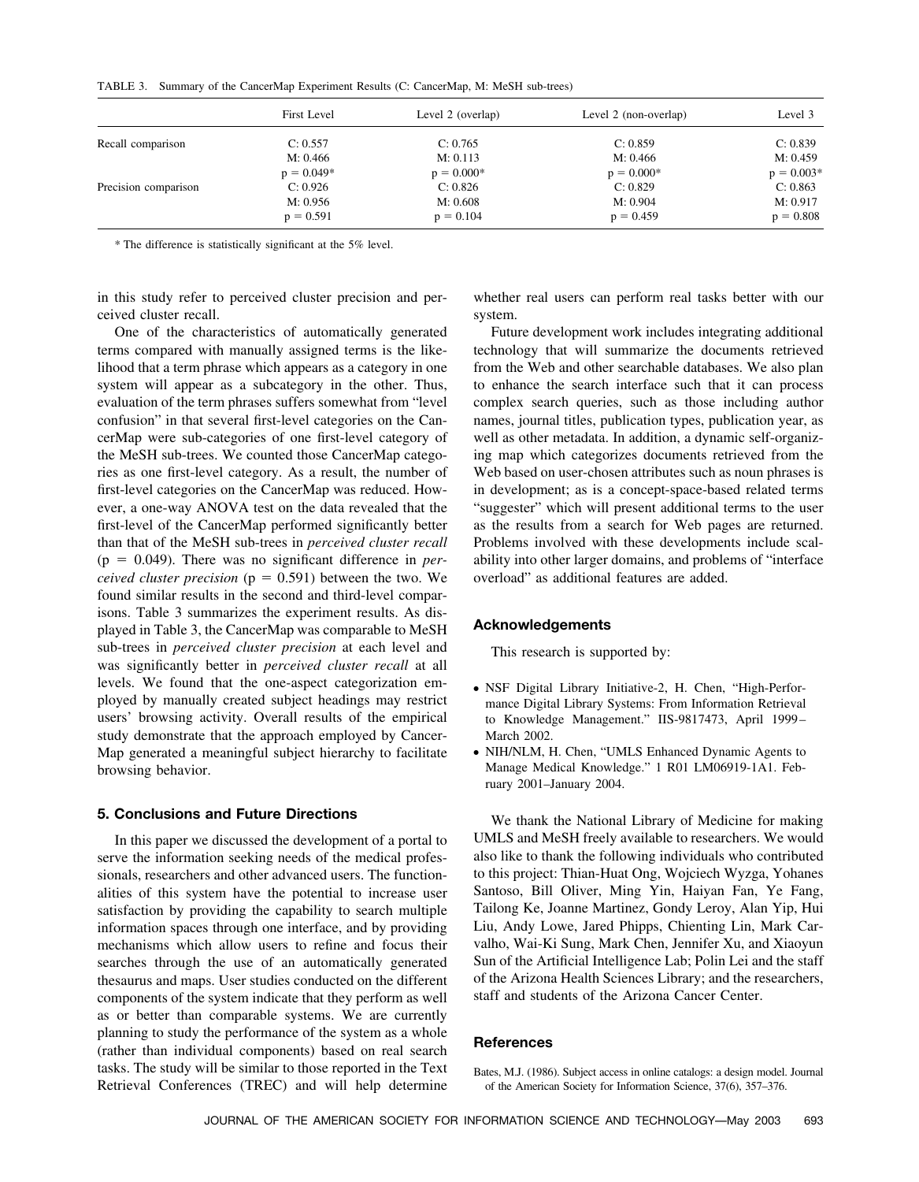TABLE 3. Summary of the CancerMap Experiment Results (C: CancerMap, M: MeSH sub-trees)

| | First Level | Level 2 (overlap) | Level 2 (non-overlap) | Level 3 |
|---|---|---|---|---|
| Recall comparison | C: 0.557 | C: 0.765 | C: 0.859 | C: 0.839 |
| | M: 0.466 | M: 0.113 | M: 0.466 | M: 0.459 |
| | $p = 0.049$* | $p = 0.000$* | $p = 0.000$* | $p = 0.003$* |
| Precision comparison | C: 0.926 | C: 0.826 | C: 0.829 | C: 0.863 |
| | M: 0.956 | M: 0.608 | M: 0.904 | M: 0.917 |
| | $p = 0.591$ | $p = 0.104$ | $p = 0.459$ | $p = 0.808$ |

\* The difference is statistically significant at the 5% level.

in this study refer to perceived cluster precision and perceived cluster recall.

One of the characteristics of automatically generated terms compared with manually assigned terms is the likelihood that a term phrase which appears as a category in one system will appear as a subcategory in the other. Thus, evaluation of the term phrases suffers somewhat from "level confusion" in that several first-level categories on the CancerMap were sub-categories of one first-level category of the MeSH sub-trees. We counted those CancerMap categories as one first-level category. As a result, the number of first-level categories on the CancerMap was reduced. However, a one-way ANOVA test on the data revealed that the first-level of the CancerMap performed significantly better than that of the MeSH sub-trees in *perceived cluster recall* ($p = 0.049$). There was no significant difference in *perceived cluster precision* ($p = 0.591$) between the two. We found similar results in the second and third-level comparisons. Table 3 summarizes the experiment results. As displayed in Table 3, the CancerMap was comparable to MeSH sub-trees in *perceived cluster precision* at each level and was significantly better in *perceived cluster recall* at all levels. We found that the one-aspect categorization employed by manually created subject headings may restrict users' browsing activity. Overall results of the empirical study demonstrate that the approach employed by CancerMap generated a meaningful subject hierarchy to facilitate browsing behavior.

## 5. Conclusions and Future Directions

In this paper we discussed the development of a portal to serve the information seeking needs of the medical professionals, researchers and other advanced users. The functionalities of this system have the potential to increase user satisfaction by providing the capability to search multiple information spaces through one interface, and by providing mechanisms which allow users to refine and focus their searches through the use of an automatically generated thesaurus and maps. User studies conducted on the different components of the system indicate that they perform as well as or better than comparable systems. We are currently planning to study the performance of the system as a whole (rather than individual components) based on real search tasks. The study will be similar to those reported in the Text Retrieval Conferences (TREC) and will help determine whether real users can perform real tasks better with our system.

Future development work includes integrating additional technology that will summarize the documents retrieved from the Web and other searchable databases. We also plan to enhance the search interface such that it can process complex search queries, such as those including author names, journal titles, publication types, publication year, as well as other metadata. In addition, a dynamic self-organizing map which categorizes documents retrieved from the Web based on user-chosen attributes such as noun phrases is in development; as is a concept-space-based related terms "suggester" which will present additional terms to the user as the results from a search for Web pages are returned. Problems involved with these developments include scalability into other larger domains, and problems of "interface overload" as additional features are added.

## Acknowledgements

This research is supported by:

- NSF Digital Library Initiative-2, H. Chen, "High-Performance Digital Library Systems: From Information Retrieval to Knowledge Management." IIS-9817473, April 1999–March 2002.
- NIH/NLM, H. Chen, "UMLS Enhanced Dynamic Agents to Manage Medical Knowledge." 1 R01 LM06919-1A1. February 2001–January 2004.

We thank the National Library of Medicine for making UMLS and MeSH freely available to researchers. We would also like to thank the following individuals who contributed to this project: Thian-Huat Ong, Wojciech Wyzga, Yohanes Santoso, Bill Oliver, Ming Yin, Haiyan Fan, Ye Fang, Tailong Ke, Joanne Martinez, Gondy Leroy, Alan Yip, Hui Liu, Andy Lowe, Jared Phipps, Chienting Lin, Mark Carvalho, Wai-Ki Sung, Mark Chen, Jennifer Xu, and Xiaoyun Sun of the Artificial Intelligence Lab; Polin Lei and the staff of the Arizona Health Sciences Library; and the researchers, staff and students of the Arizona Cancer Center.

## References

Bates, M.J. (1986). Subject access in online catalogs: a design model. Journal of the American Society for Information Science, 37(6), 357–376.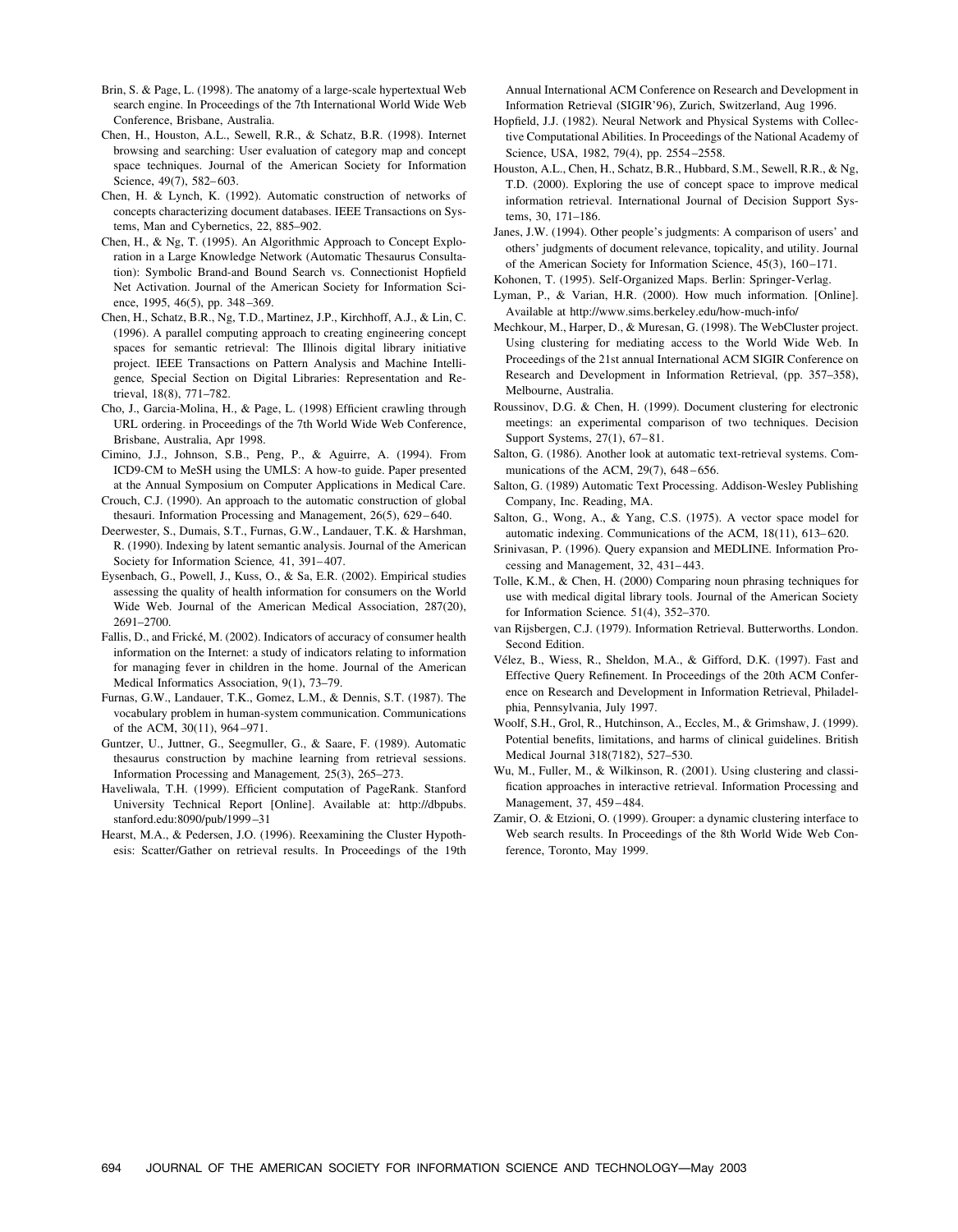Brin, S. & Page, L. (1998). The anatomy of a large-scale hypertextual Web search engine. In Proceedings of the 7th International World Wide Web Conference, Brisbane, Australia.

Chen, H., Houston, A.L., Sewell, R.R., & Schatz, B.R. (1998). Internet browsing and searching: User evaluation of category map and concept space techniques. Journal of the American Society for Information Science, 49(7), 582–603.

Chen, H. & Lynch, K. (1992). Automatic construction of networks of concepts characterizing document databases. IEEE Transactions on Systems, Man and Cybernetics, 22, 885–902.

Chen, H., & Ng, T. (1995). An Algorithmic Approach to Concept Exploration in a Large Knowledge Network (Automatic Thesaurus Consultation): Symbolic Brand-and Bound Search vs. Connectionist Hopfield Net Activation. Journal of the American Society for Information Science, 1995, 46(5), pp. 348–369.

Chen, H., Schatz, B.R., Ng, T.D., Martinez, J.P., Kirchhoff, A.J., & Lin, C. (1996). A parallel computing approach to creating engineering concept spaces for semantic retrieval: The Illinois digital library initiative project. IEEE Transactions on Pattern Analysis and Machine Intelligence, Special Section on Digital Libraries: Representation and Retrieval, 18(8), 771–782.

Cho, J., Garcia-Molina, H., & Page, L. (1998) Efficient crawling through URL ordering. in Proceedings of the 7th World Wide Web Conference, Brisbane, Australia, Apr 1998.

Cimino, J.J., Johnson, S.B., Peng, P., & Aguirre, A. (1994). From ICD9-CM to MeSH using the UMLS: A how-to guide. Paper presented at the Annual Symposium on Computer Applications in Medical Care.

Crouch, C.J. (1990). An approach to the automatic construction of global thesauri. Information Processing and Management, 26(5), 629–640.

Deerwester, S., Dumais, S.T., Furnas, G.W., Landauer, T.K. & Harshman, R. (1990). Indexing by latent semantic analysis. Journal of the American Society for Information Science, 41, 391–407.

Eysenbach, G., Powell, J., Kuss, O., & Sa, E.R. (2002). Empirical studies assessing the quality of health information for consumers on the World Wide Web. Journal of the American Medical Association, 287(20), 2691–2700.

Fallis, D., and Frické, M. (2002). Indicators of accuracy of consumer health information on the Internet: a study of indicators relating to information for managing fever in children in the home. Journal of the American Medical Informatics Association, 9(1), 73–79.

Furnas, G.W., Landauer, T.K., Gomez, L.M., & Dennis, S.T. (1987). The vocabulary problem in human-system communication. Communications of the ACM, 30(11), 964–971.

Guntzer, U., Juttner, G., Seegmuller, G., & Saare, F. (1989). Automatic thesaurus construction by machine learning from retrieval sessions. Information Processing and Management, 25(3), 265–273.

Haveliwala, T.H. (1999). Efficient computation of PageRank. Stanford University Technical Report [Online]. Available at: http://dbpubs.stanford.edu:8090/pub/1999–31

Hearst, M.A., & Pedersen, J.O. (1996). Reexamining the Cluster Hypothesis: Scatter/Gather on retrieval results. In Proceedings of the 19th Annual International ACM Conference on Research and Development in Information Retrieval (SIGIR'96), Zurich, Switzerland, Aug 1996.

Hopfield, J.J. (1982). Neural Network and Physical Systems with Collective Computational Abilities. In Proceedings of the National Academy of Science, USA, 1982, 79(4), pp. 2554–2558.

Houston, A.L., Chen, H., Schatz, B.R., Hubbard, S.M., Sewell, R.R., & Ng, T.D. (2000). Exploring the use of concept space to improve medical information retrieval. International Journal of Decision Support Systems, 30, 171–186.

Janes, J.W. (1994). Other people's judgments: A comparison of users' and others' judgments of document relevance, topicality, and utility. Journal of the American Society for Information Science, 45(3), 160–171.

Kohonen, T. (1995). Self-Organized Maps. Berlin: Springer-Verlag.

Lyman, P., & Varian, H.R. (2000). How much information. [Online]. Available at http://www.sims.berkeley.edu/how-much-info/

Mechkour, M., Harper, D., & Muresan, G. (1998). The WebCluster project. Using clustering for mediating access to the World Wide Web. In Proceedings of the 21st annual International ACM SIGIR Conference on Research and Development in Information Retrieval, (pp. 357–358), Melbourne, Australia.

Roussinov, D.G. & Chen, H. (1999). Document clustering for electronic meetings: an experimental comparison of two techniques. Decision Support Systems, 27(1), 67–81.

Salton, G. (1986). Another look at automatic text-retrieval systems. Communications of the ACM, 29(7), 648–656.

Salton, G. (1989) Automatic Text Processing. Addison-Wesley Publishing Company, Inc. Reading, MA.

Salton, G., Wong, A., & Yang, C.S. (1975). A vector space model for automatic indexing. Communications of the ACM, 18(11), 613–620.

Srinivasan, P. (1996). Query expansion and MEDLINE. Information Processing and Management, 32, 431–443.

Tolle, K.M., & Chen, H. (2000) Comparing noun phrasing techniques for use with medical digital library tools. Journal of the American Society for Information Science. 51(4), 352–370.

van Rijsbergen, C.J. (1979). Information Retrieval. Butterworths. London. Second Edition.

Vélez, B., Wiess, R., Sheldon, M.A., & Gifford, D.K. (1997). Fast and Effective Query Refinement. In Proceedings of the 20th ACM Conference on Research and Development in Information Retrieval, Philadelphia, Pennsylvania, July 1997.

Woolf, S.H., Grol, R., Hutchinson, A., Eccles, M., & Grimshaw, J. (1999). Potential benefits, limitations, and harms of clinical guidelines. British Medical Journal 318(7182), 527–530.

Wu, M., Fuller, M., & Wilkinson, R. (2001). Using clustering and classification approaches in interactive retrieval. Information Processing and Management, 37, 459–484.

Zamir, O. & Etzioni, O. (1999). Grouper: a dynamic clustering interface to Web search results. In Proceedings of the 8th World Wide Web Conference, Toronto, May 1999.